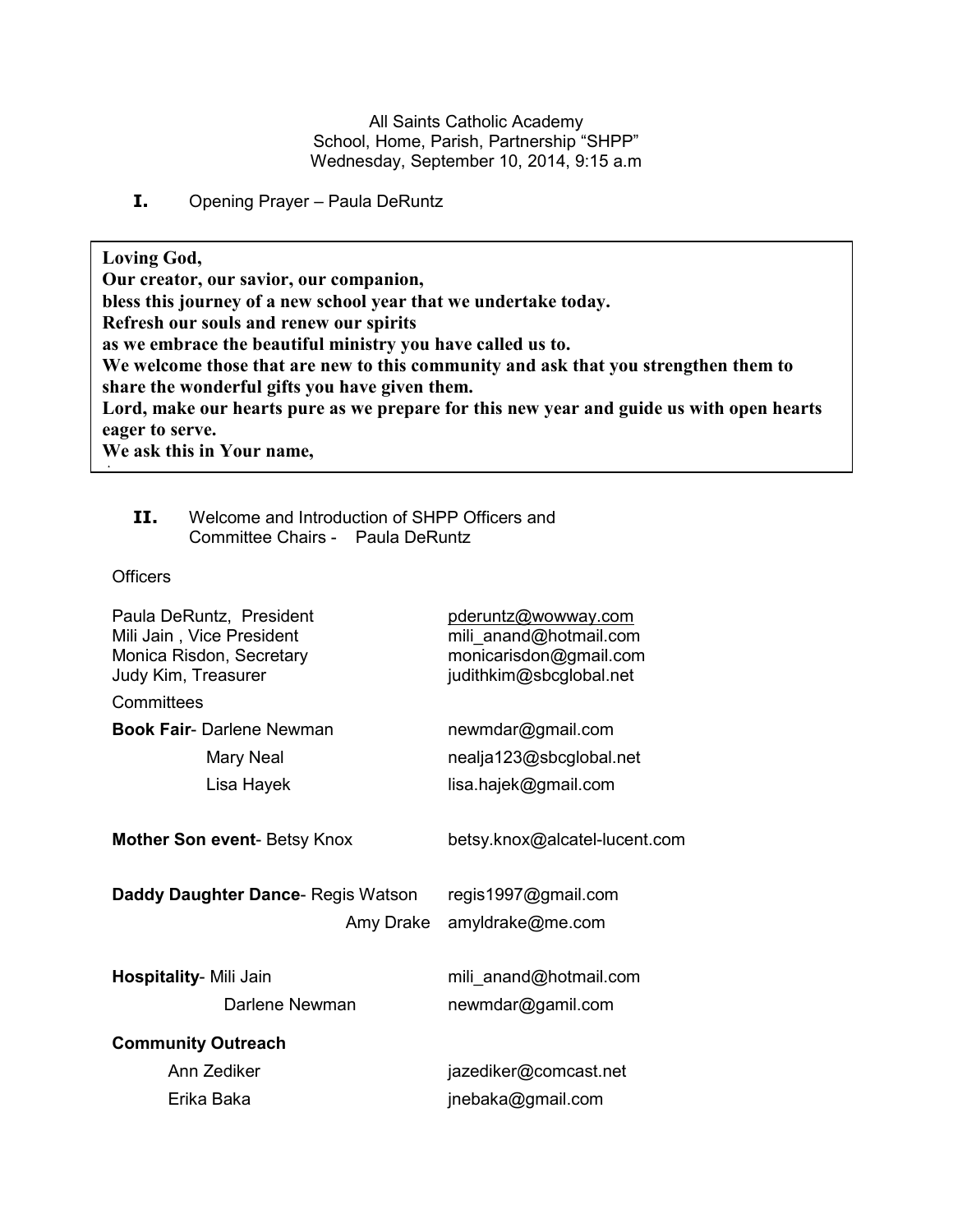All Saints Catholic Academy
School, Home, Parish, Partnership "SHPP"
Wednesday, September 10, 2014, 9:15 a.m

**I.** Opening Prayer – Paula DeRuntz

> **Loving God,**
> **Our creator, our savior, our companion,**
> **bless this journey of a new school year that we undertake today.**
> **Refresh our souls and renew our spirits**
> **as we embrace the beautiful ministry you have called us to.**
> **We welcome those that are new to this community and ask that you strengthen them to share the wonderful gifts you have given them.**
> **Lord, make our hearts pure as we prepare for this new year and guide us with open hearts eager to serve.**
> **We ask this in Your name,**

**II.** Welcome and Introduction of SHPP Officers and Committee Chairs - Paula DeRuntz

Officers

| | |
|---|---|
| Paula DeRuntz, President | pderuntz@wowway.com |
| Mili Jain , Vice President | mili_anand@hotmail.com |
| Monica Risdon, Secretary | monicarisdon@gmail.com |
| Judy Kim, Treasurer | judithkim@sbcglobal.net |

Committees

| | |
|---|---|
| **Book Fair**- Darlene Newman | newmdar@gmail.com |
| Mary Neal | nealja123@sbcglobal.net |
| Lisa Hayek | lisa.hajek@gmail.com |
| **Mother Son event**- Betsy Knox | betsy.knox@alcatel-lucent.com |
| **Daddy Daughter Dance**- Regis Watson | regis1997@gmail.com |
| Amy Drake | amyldrake@me.com |
| **Hospitality**- Mili Jain | mili_anand@hotmail.com |
| Darlene Newman | newmdar@gamil.com |
| **Community Outreach** | |
| Ann Zediker | jazediker@comcast.net |
| Erika Baka | jnebaka@gmail.com |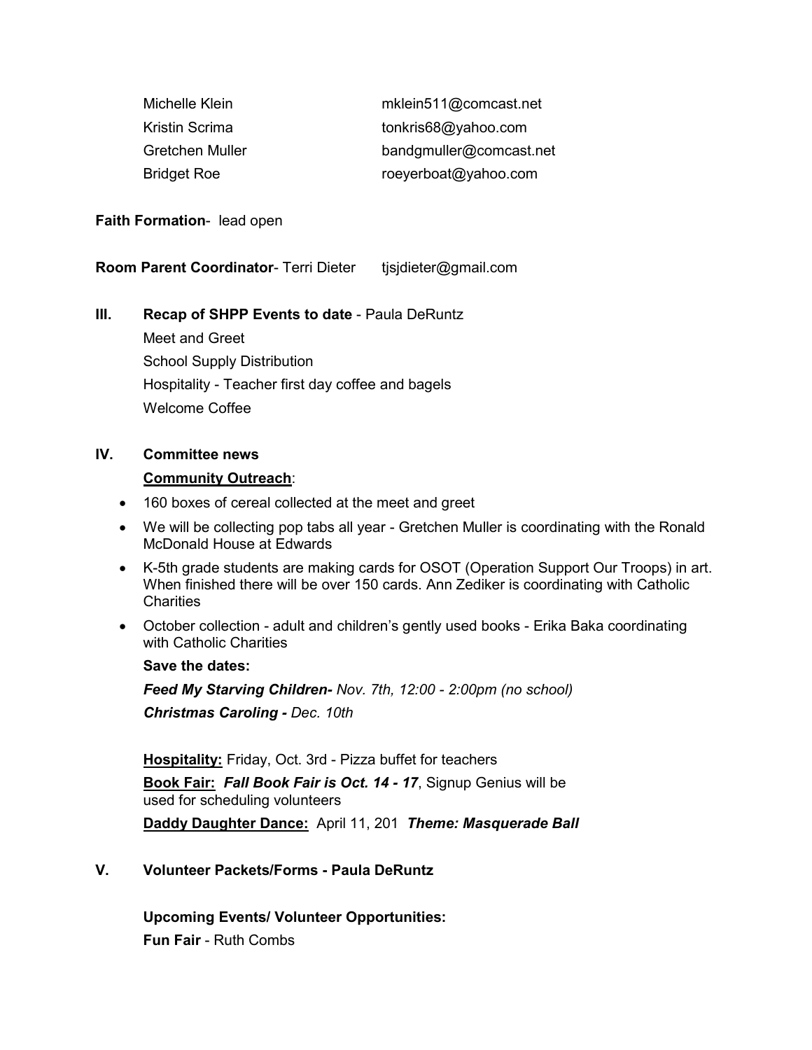| | |
|---|---|
| Michelle Klein | mklein511@comcast.net |
| Kristin Scrima | tonkris68@yahoo.com |
| Gretchen Muller | bandgmuller@comcast.net |
| Bridget Roe | roeyerboat@yahoo.com |

**Faith Formation**- lead open

**Room Parent Coordinator**- Terri Dieter tjsjdieter@gmail.com

## III. Recap of SHPP Events to date - Paula DeRuntz

Meet and Greet

School Supply Distribution

Hospitality - Teacher first day coffee and bagels

Welcome Coffee

## IV. Committee news

**Community Outreach**:

- 160 boxes of cereal collected at the meet and greet
- We will be collecting pop tabs all year - Gretchen Muller is coordinating with the Ronald McDonald House at Edwards
- K-5th grade students are making cards for OSOT (Operation Support Our Troops) in art. When finished there will be over 150 cards. Ann Zediker is coordinating with Catholic Charities
- October collection - adult and children's gently used books - Erika Baka coordinating with Catholic Charities

**Save the dates:**

***Feed My Starving Children-*** *Nov. 7th, 12:00 - 2:00pm (no school)*

***Christmas Caroling -*** *Dec. 10th*

**Hospitality:** Friday, Oct. 3rd - Pizza buffet for teachers

**Book Fair:** ***Fall Book Fair is Oct. 14 - 17***, Signup Genius will be used for scheduling volunteers

**Daddy Daughter Dance:** April 11, 201 ***Theme: Masquerade Ball***

## V. Volunteer Packets/Forms - Paula DeRuntz

**Upcoming Events/ Volunteer Opportunities:**

**Fun Fair** - Ruth Combs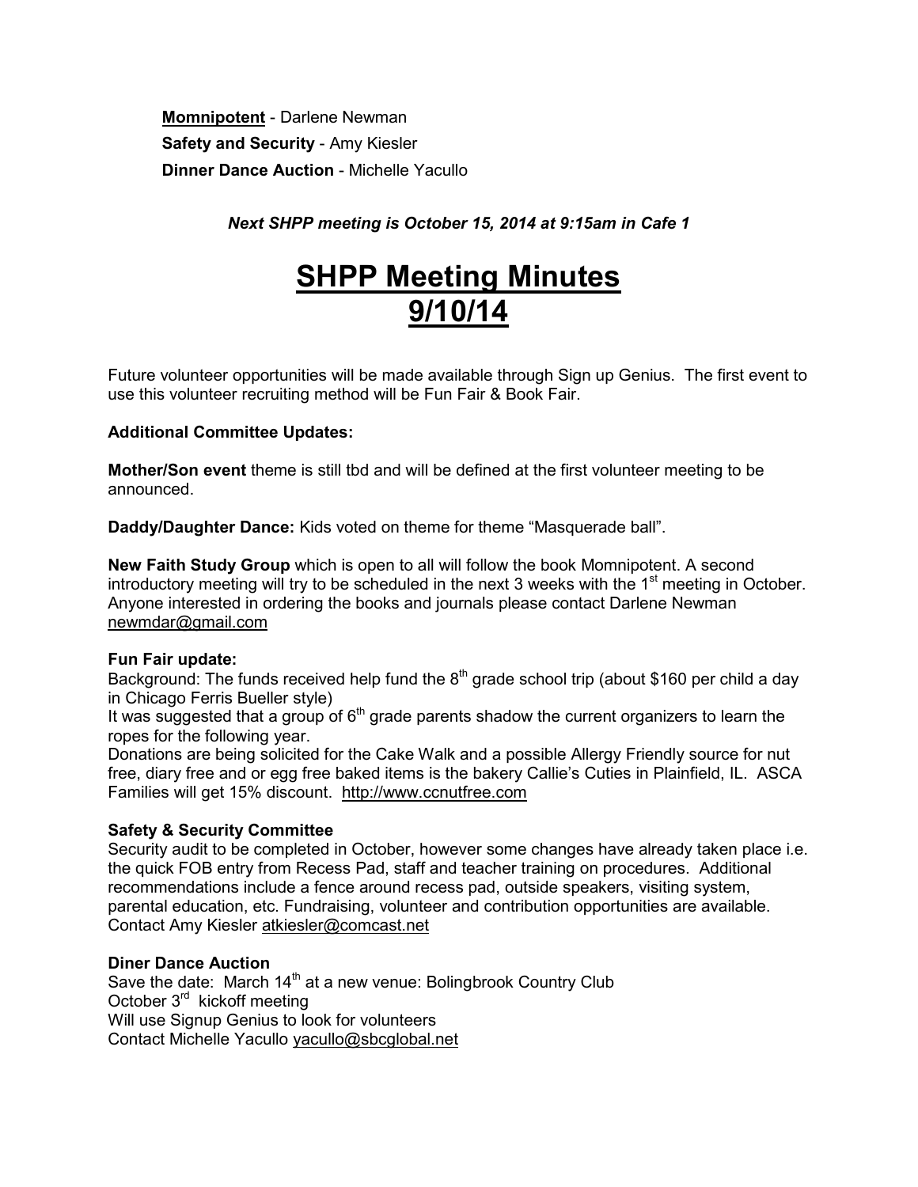**Momnipotent** - Darlene Newman
**Safety and Security** - Amy Kiesler
**Dinner Dance Auction** - Michelle Yacullo

***Next SHPP meeting is October 15, 2014 at 9:15am in Cafe 1***

# SHPP Meeting Minutes 9/10/14

Future volunteer opportunities will be made available through Sign up Genius. The first event to use this volunteer recruiting method will be Fun Fair & Book Fair.

**Additional Committee Updates:**

**Mother/Son event** theme is still tbd and will be defined at the first volunteer meeting to be announced.

**Daddy/Daughter Dance:** Kids voted on theme for theme "Masquerade ball".

**New Faith Study Group** which is open to all will follow the book Momnipotent. A second introductory meeting will try to be scheduled in the next 3 weeks with the 1st meeting in October. Anyone interested in ordering the books and journals please contact Darlene Newman newmdar@gmail.com

**Fun Fair update:**
Background: The funds received help fund the 8th grade school trip (about $160 per child a day in Chicago Ferris Bueller style)
It was suggested that a group of 6th grade parents shadow the current organizers to learn the ropes for the following year.
Donations are being solicited for the Cake Walk and a possible Allergy Friendly source for nut free, diary free and or egg free baked items is the bakery Callie's Cuties in Plainfield, IL. ASCA Families will get 15% discount. http://www.ccnutfree.com

**Safety & Security Committee**
Security audit to be completed in October, however some changes have already taken place i.e. the quick FOB entry from Recess Pad, staff and teacher training on procedures. Additional recommendations include a fence around recess pad, outside speakers, visiting system, parental education, etc. Fundraising, volunteer and contribution opportunities are available. Contact Amy Kiesler atkiesler@comcast.net

**Diner Dance Auction**
Save the date: March 14th at a new venue: Bolingbrook Country Club
October 3rd kickoff meeting
Will use Signup Genius to look for volunteers
Contact Michelle Yacullo yacullo@sbcglobal.net